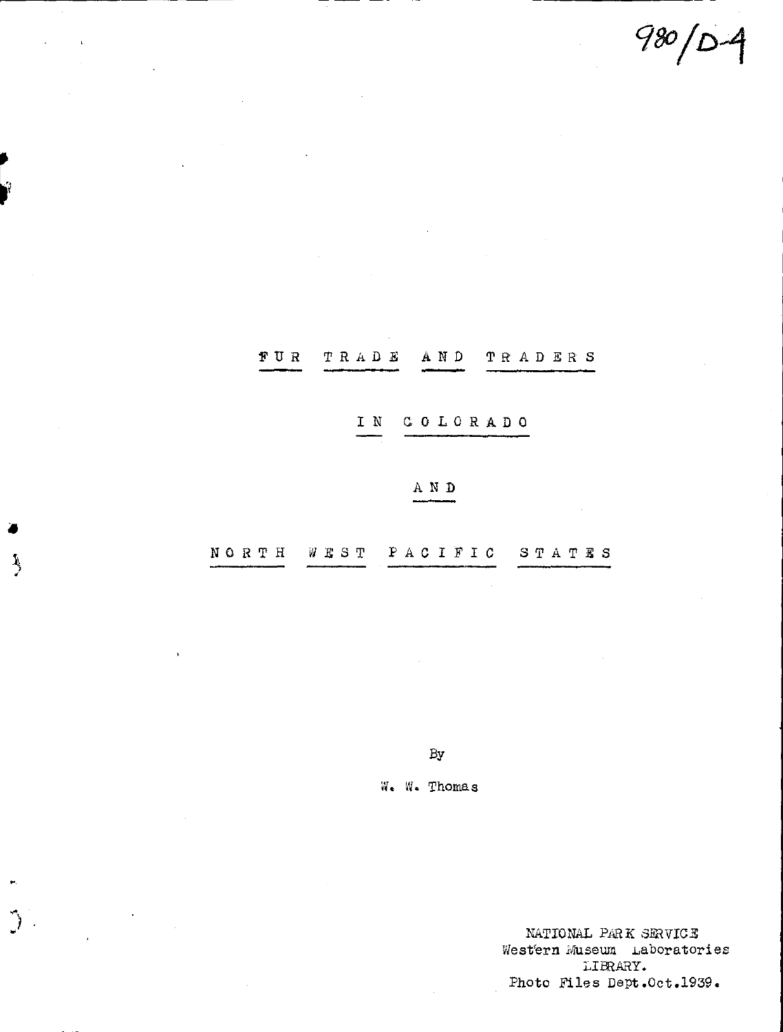980/D-4

# FUR TRADE AND TRADERS

# IN COLORADO

# AND

# NORTH WEST PACIFIC STATES

By

W. W. Thomas

NATIONAL PARK SERVICE
Western Museum Laboratories
LIBRARY.
Photo Files Dept. Oct. 1939.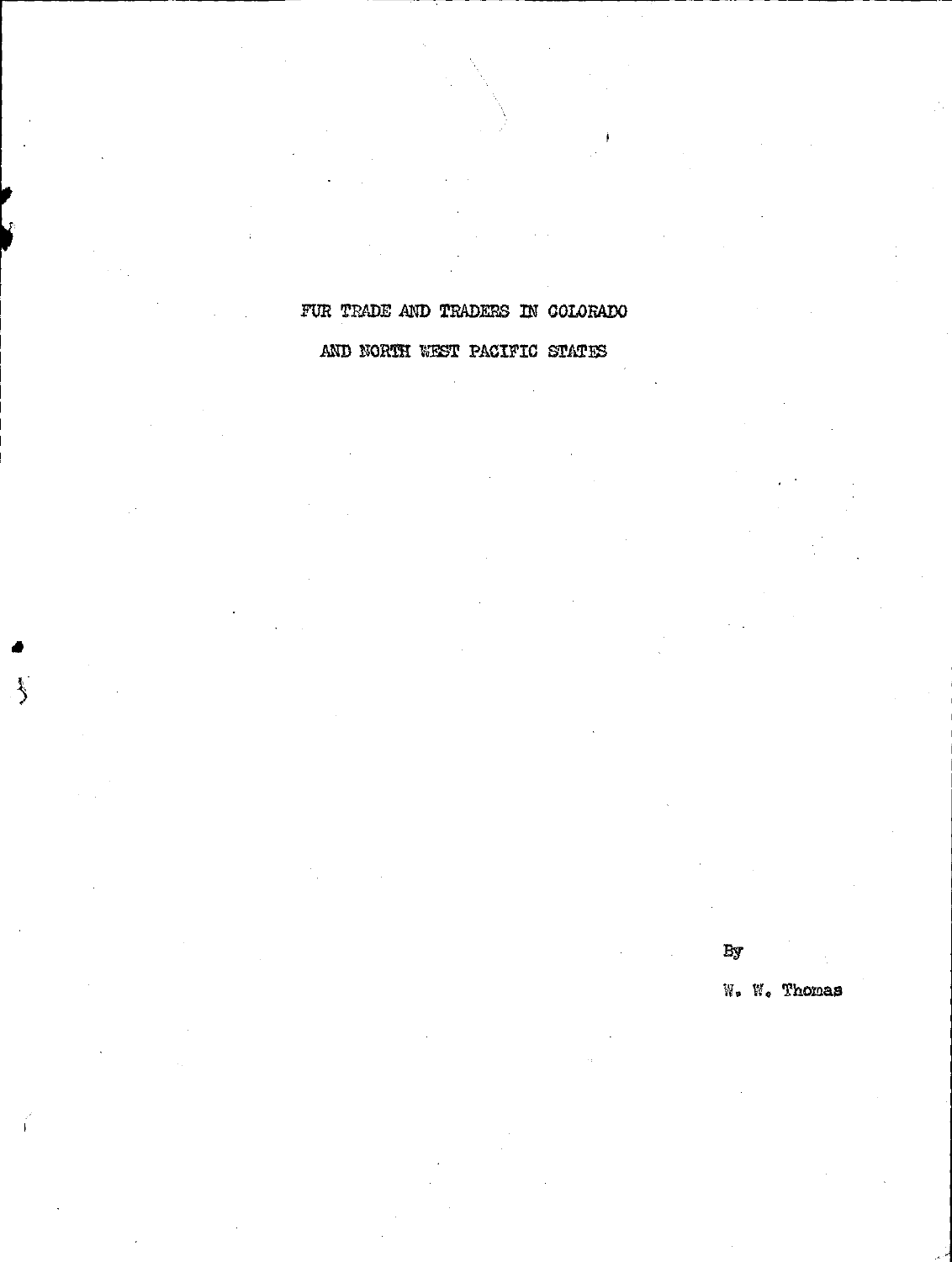# FUR TRADE AND TRADERS IN COLORADO AND NORTH WEST PACIFIC STATES

By

W. W. Thomas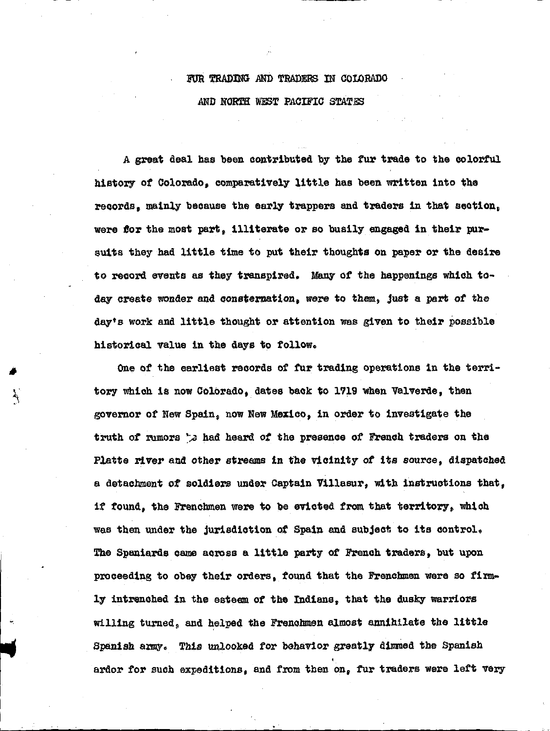# FUR TRADING AND TRADERS IN COLORADO
# AND NORTH WEST PACIFIC STATES

A great deal has been contributed by the fur trade to the colorful history of Colorado, comparatively little has been written into the records, mainly because the early trappers and traders in that section, were for the most part, illiterate or so busily engaged in their pursuits they had little time to put their thoughts on paper or the desire to record events as they transpired. Many of the happenings which today create wonder and consternation, were to them, just a part of the day's work and little thought or attention was given to their possible historical value in the days to follow.

One of the earliest records of fur trading operations in the territory which is now Colorado, dates back to 1719 when Valverde, then governor of New Spain, now New Mexico, in order to investigate the truth of rumors he had heard of the presence of French traders on the Platte river and other streams in the vicinity of its source, dispatched a detachment of soldiers under Captain Villasur, with instructions that, if found, the Frenchmen were to be evicted from that territory, which was then under the jurisdiction of Spain and subject to its control. The Spaniards came across a little party of French traders, but upon proceeding to obey their orders, found that the Frenchmen were so firmly intrenched in the esteem of the Indians, that the dusky warriors willing turned, and helped the Frenchmen almost annihilate the little Spanish army. This unlooked for behavior greatly dimmed the Spanish ardor for such expeditions, and from then on, fur traders were left very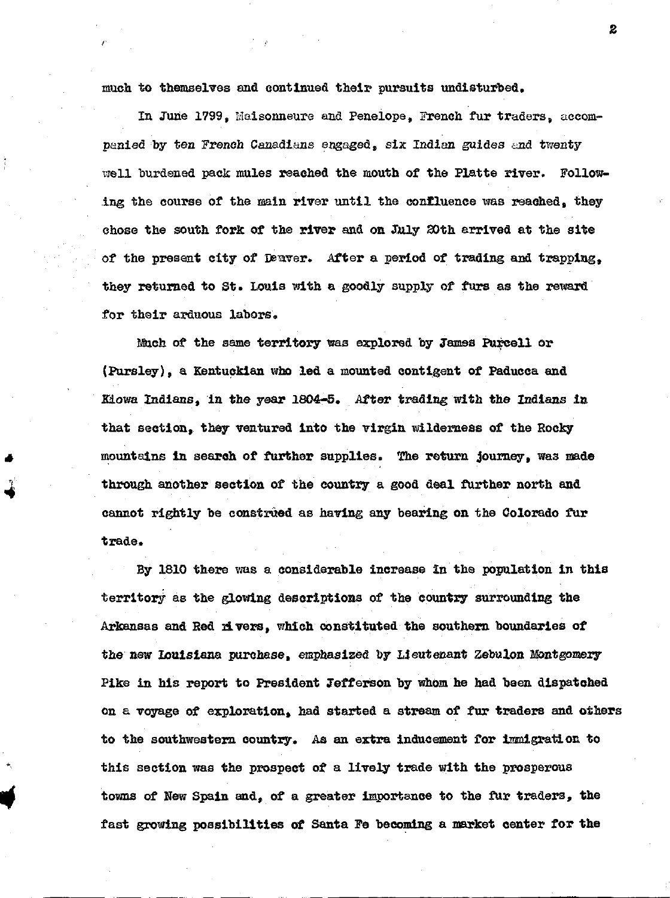much to themselves and continued their pursuits undisturbed.

In June 1799, Maisonneure and Penelope, French fur traders, accompanied by ten French Canadians engaged, six Indian guides and twenty well burdened pack mules reached the mouth of the Platte river. Following the course of the main river until the confluence was reached, they chose the south fork of the river and on July 20th arrived at the site of the present city of Denver. After a period of trading and trapping, they returned to St. Louis with a goodly supply of furs as the reward for their arduous labors.

Much of the same territory was explored by James Purcell or (Pursley), a Kentuckian who led a mounted contigent of Paducca and Kiowa Indians, in the year 1804-5. After trading with the Indians in that section, they ventured into the virgin wilderness of the Rocky mountains in search of further supplies. The return journey, was made through another section of the country a good deal further north and cannot rightly be construed as having any bearing on the Colorado fur trade.

By 1810 there was a considerable increase in the population in this territory as the glowing descriptions of the country surrounding the Arkansas and Red rivers, which constituted the southern boundaries of the new Louisiana purchase, emphasized by Lieutenant Zebulon Montgomery Pike in his report to President Jefferson by whom he had been dispatched on a voyage of exploration, had started a stream of fur traders and others to the southwestern country. As an extra inducement for immigration to this section was the prospect of a lively trade with the prosperous towns of New Spain and, of a greater importance to the fur traders, the fast growing possibilities of Santa Fe becoming a market center for the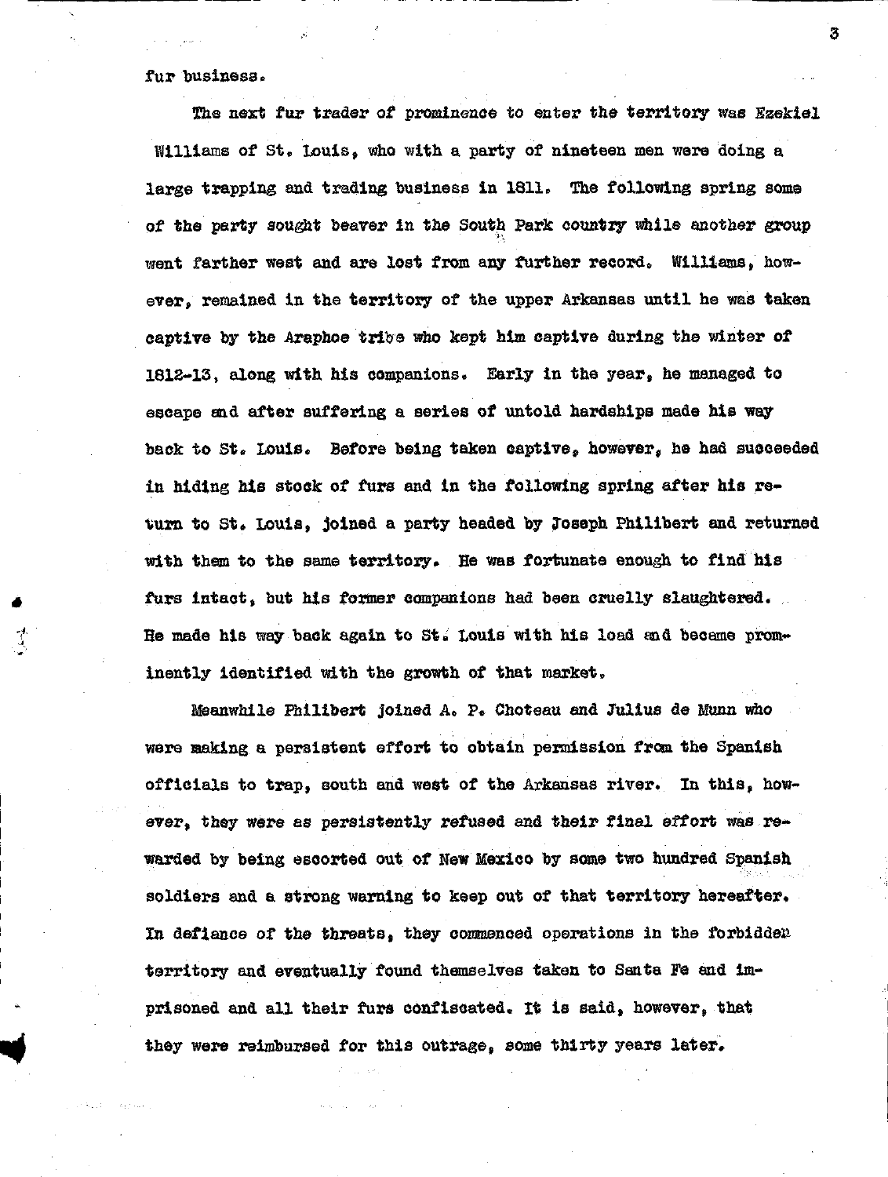fur business.

The next fur trader of prominence to enter the territory was Ezekiel Williams of St. Louis, who with a party of nineteen men were doing a large trapping and trading business in 1811. The following spring some of the party sought beaver in the South Park country while another group went farther west and are lost from any further record. Williams, however, remained in the territory of the upper Arkansas until he was taken captive by the Araphoe tribe who kept him captive during the winter of 1812-13, along with his companions. Early in the year, he managed to escape and after suffering a series of untold hardships made his way back to St. Louis. Before being taken captive, however, he had succeeded in hiding his stock of furs and in the following spring after his return to St. Louis, joined a party headed by Joseph Philibert and returned with them to the same territory. He was fortunate enough to find his furs intact, but his former companions had been cruelly slaughtered. He made his way back again to St. Louis with his load and became prominently identified with the growth of that market.

Meanwhile Philibert joined A. P. Choteau and Julius de Munn who were making a persistent effort to obtain permission from the Spanish officials to trap, south and west of the Arkansas river. In this, however, they were as persistently refused and their final effort was rewarded by being escorted out of New Mexico by some two hundred Spanish soldiers and a strong warning to keep out of that territory hereafter. In defiance of the threats, they commenced operations in the forbidden territory and eventually found themselves taken to Santa Fe and imprisoned and all their furs confiscated. It is said, however, that they were reimbursed for this outrage, some thirty years later.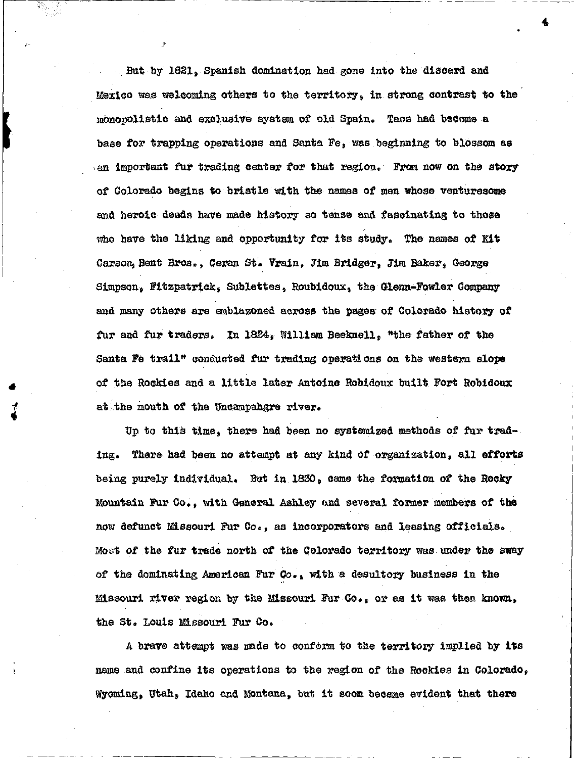But by 1821, Spanish domination had gone into the discard and Mexico was welcoming others to the territory, in strong contrast to the monopolistic and exclusive system of old Spain. Taos had become a base for trapping operations and Santa Fe, was beginning to blossom as an important fur trading center for that region. From now on the story of Colorado begins to bristle with the names of men whose venturesome and heroic deeds have made history so tense and fascinating to those who have the liking and opportunity for its study. The names of Kit Carson, Bent Bros., Ceran St. Vrain, Jim Bridger, Jim Baker, George Simpson, Fitzpatrick, Sublettes, Roubidoux, the Glenn-Fowler Company and many others are emblazoned across the pages of Colorado history of fur and fur traders. In 1824, William Becknell, "the father of the Santa Fe trail" conducted fur trading operations on the western slope of the Rockies and a little later Antoine Robidoux built Fort Robidoux at the mouth of the Uncampahgre river.

Up to this time, there had been no systemized methods of fur trading. There had been no attempt at any kind of organization, all efforts being purely individual. But in 1830, came the formation of the Rocky Mountain Fur Co., with General Ashley and several former members of the now defunct Missouri Fur Co., as incorporators and leasing officials. Most of the fur trade north of the Colorado territory was under the sway of the dominating American Fur Co., with a desultory business in the Missouri river region by the Missouri Fur Co., or as it was then known, the St. Louis Missouri Fur Co.

A brave attempt was made to conform to the territory implied by its name and confine its operations to the region of the Rockies in Colorado, Wyoming, Utah, Idaho and Montana, but it soon became evident that there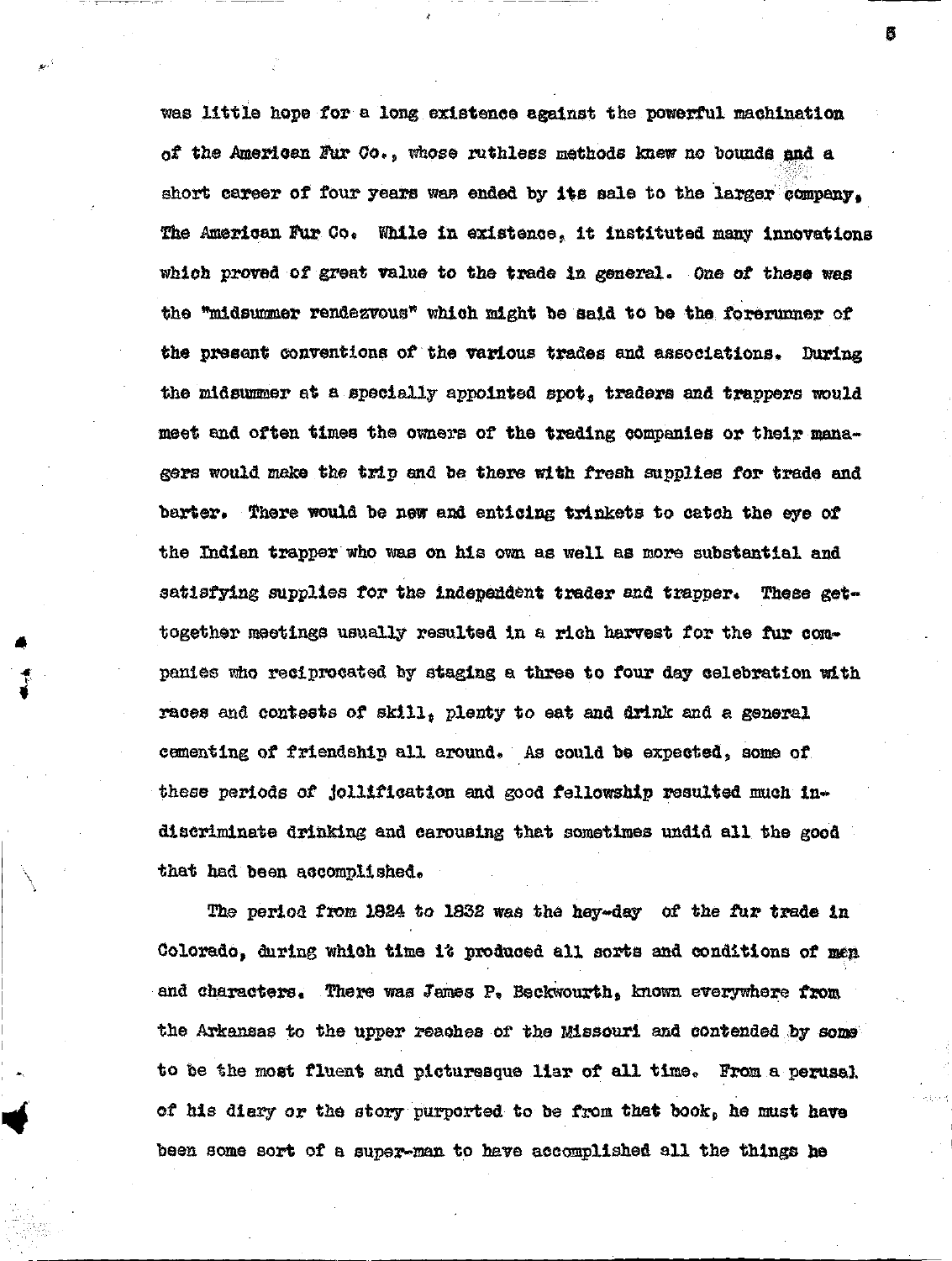was little hope for a long existence against the powerful machination of the American Fur Co., whose ruthless methods knew no bounds and a short career of four years was ended by its sale to the larger company, The American Fur Co. While in existence, it instituted many innovations which proved of great value to the trade in general. One of these was the "midsummer rendezvous" which might be said to be the forerunner of the present conventions of the various trades and associations. During the midsummer at a specially appointed spot, traders and trappers would meet and often times the owners of the trading companies or their managers would make the trip and be there with fresh supplies for trade and barter. There would be new and enticing trinkets to catch the eye of the Indian trapper who was on his own as well as more substantial and satisfying supplies for the independent trader and trapper. These get-together meetings usually resulted in a rich harvest for the fur companies who reciprocated by staging a three to four day celebration with races and contests of skill, plenty to eat and drink and a general cementing of friendship all around. As could be expected, some of these periods of jollification and good fellowship resulted much indiscriminate drinking and carousing that sometimes undid all the good that had been accomplished.

The period from 1824 to 1832 was the hey-day of the fur trade in Colorado, during which time it produced all sorts and conditions of men and characters. There was James P. Beckwourth, known everywhere from the Arkansas to the upper reaches of the Missouri and contended by some to be the most fluent and picturesque liar of all time. From a perusal of his diary or the story purported to be from that book, he must have been some sort of a super-man to have accomplished all the things he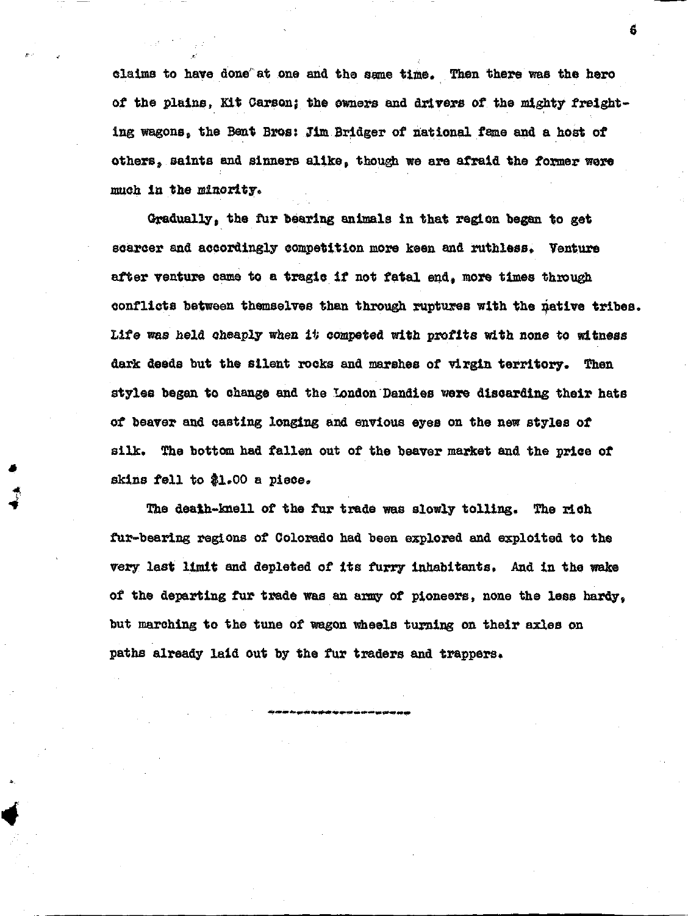claims to have done at one and the same time. Then there was the hero of the plains, Kit Carson; the owners and drivers of the mighty freighting wagons, the Bent Bros: Jim Bridger of national fame and a host of others, saints and sinners alike, though we are afraid the former were much in the minority.

Gradually, the fur bearing animals in that region began to get scarcer and accordingly competition more keen and ruthless. Venture after venture came to a tragic if not fatal end, more times through conflicts between themselves than through ruptures with the native tribes. Life was held cheaply when it competed with profits with none to witness dark deeds but the silent rocks and marshes of virgin territory. Then styles began to change and the London Dandies were discarding their hats of beaver and casting longing and envious eyes on the new styles of silk. The bottom had fallen out of the beaver market and the price of skins fell to $1.00 a piece.

The death-knell of the fur trade was slowly tolling. The rich fur-bearing regions of Colorado had been explored and exploited to the very last limit and depleted of its furry inhabitants. And in the wake of the departing fur trade was an army of pioneers, none the less hardy, but marching to the tune of wagon wheels turning on their axles on paths already laid out by the fur traders and trappers.

---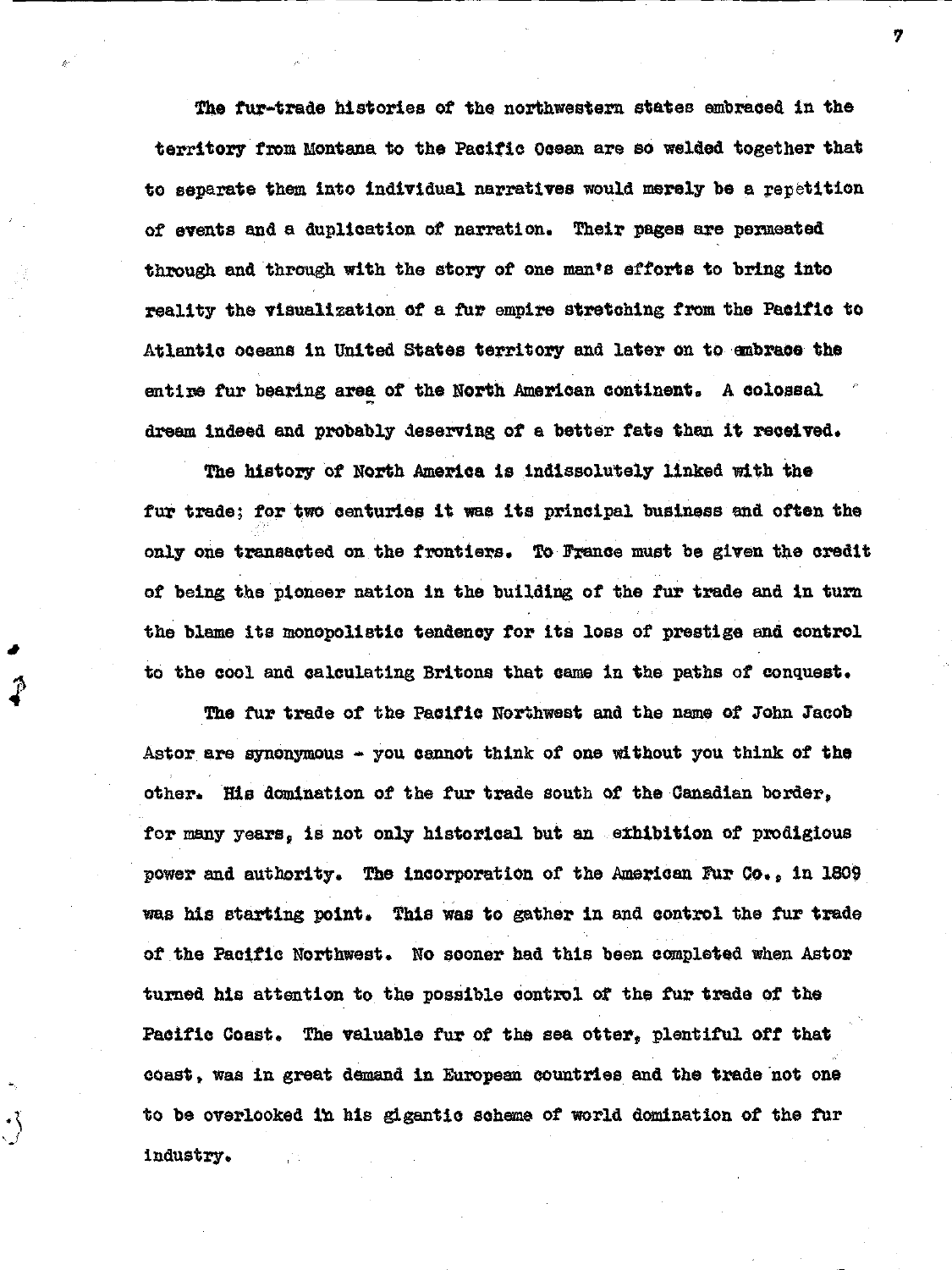The fur-trade histories of the northwestern states embraced in the territory from Montana to the Pacific Ocean are so welded together that to separate them into individual narratives would merely be a repetition of events and a duplication of narration. Their pages are permeated through and through with the story of one man's efforts to bring into reality the visualization of a fur empire stretching from the Pacific to Atlantic oceans in United States territory and later on to embrace the entire fur bearing area of the North American continent. A colossal dream indeed and probably deserving of a better fate than it received.

The history of North America is indissolutely linked with the fur trade; for two centuries it was its principal business and often the only one transacted on the frontiers. To France must be given the credit of being the pioneer nation in the building of the fur trade and in turn the blame its monopolistic tendency for its loss of prestige and control to the cool and calculating Britons that came in the paths of conquest.

The fur trade of the Pacific Northwest and the name of John Jacob Astor are synonymous - you cannot think of one without you think of the other. His domination of the fur trade south of the Canadian border, for many years, is not only historical but an exhibition of prodigious power and authority. The incorporation of the American Fur Co., in 1809 was his starting point. This was to gather in and control the fur trade of the Pacific Northwest. No sooner had this been completed when Astor turned his attention to the possible control of the fur trade of the Pacific Coast. The valuable fur of the sea otter, plentiful off that coast, was in great demand in European countries and the trade not one to be overlooked in his gigantic scheme of world domination of the fur industry.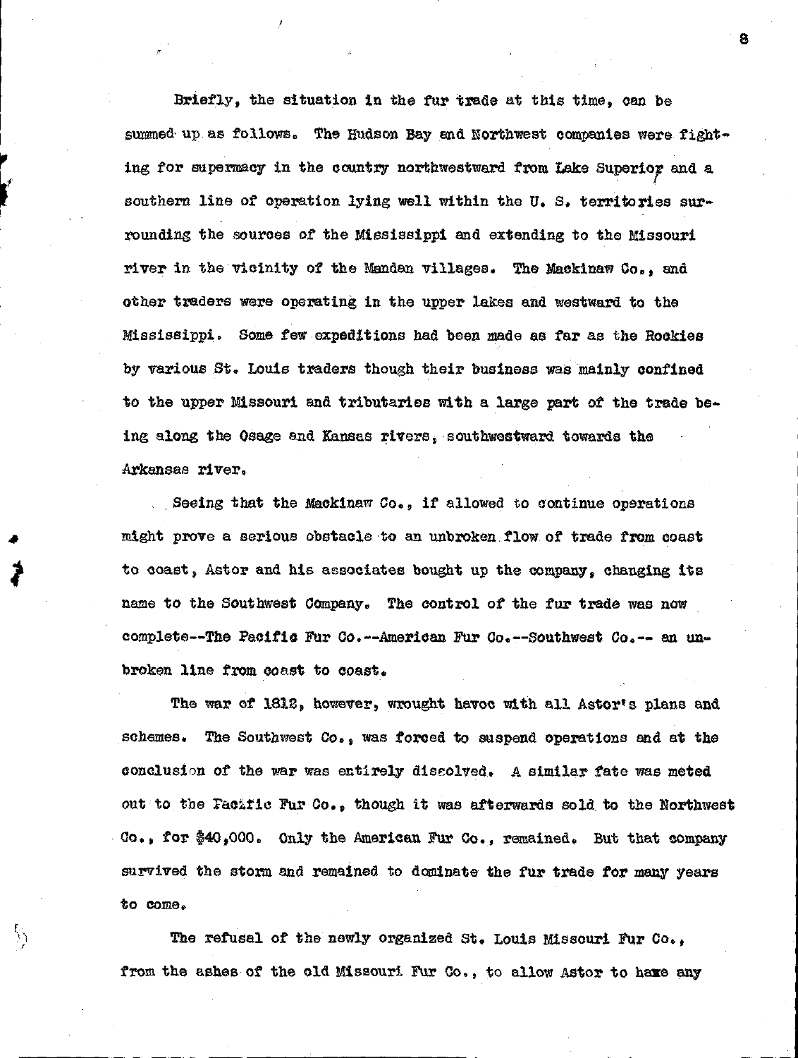Briefly, the situation in the fur trade at this time, can be summed up as follows. The Hudson Bay and Northwest companies were fighting for supermacy in the country northwestward from Lake Superior and a southern line of operation lying well within the U. S. territories surrounding the sources of the Mississippi and extending to the Missouri river in the vicinity of the Mandan villages. The Mackinaw Co., and other traders were operating in the upper lakes and westward to the Mississippi. Some few expeditions had been made as far as the Rockies by various St. Louis traders though their business was mainly confined to the upper Missouri and tributaries with a large part of the trade being along the Osage and Kansas rivers, southwestward towards the Arkansas river.

Seeing that the Mackinaw Co., if allowed to continue operations might prove a serious obstacle to an unbroken flow of trade from coast to coast, Astor and his associates bought up the company, changing its name to the Southwest Company. The control of the fur trade was now complete--The Pacific Fur Co.--American Fur Co.--Southwest Co.-- an unbroken line from coast to coast.

The war of 1812, however, wrought havoc with all Astor's plans and schemes. The Southwest Co., was forced to suspend operations and at the conclusion of the war was entirely dissolved. A similar fate was meted out to the Pacific Fur Co., though it was afterwards sold to the Northwest Co., for $40,000. Only the American Fur Co., remained. But that company survived the storm and remained to dominate the fur trade for many years to come.

The refusal of the newly organized St. Louis Missouri Fur Co., from the ashes of the old Missouri Fur Co., to allow Astor to have any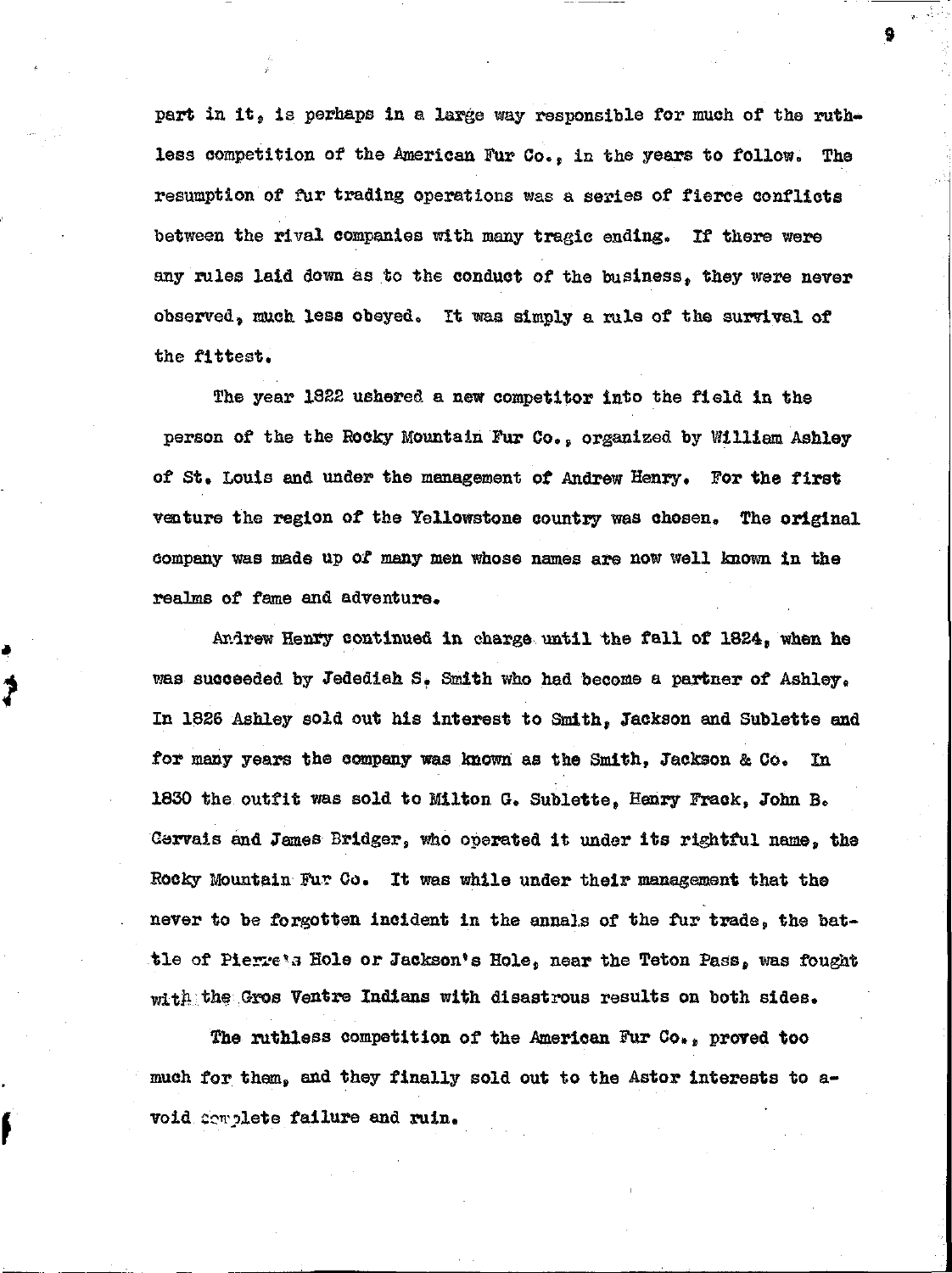part in it, is perhaps in a large way responsible for much of the ruthless competition of the American Fur Co., in the years to follow. The resumption of fur trading operations was a series of fierce conflicts between the rival companies with many tragic ending. If there were any rules laid down as to the conduct of the business, they were never observed, much less obeyed. It was simply a rule of the survival of the fittest.

The year 1822 ushered a new competitor into the field in the person of the the Rocky Mountain Fur Co., organized by William Ashley of St. Louis and under the management of Andrew Henry. For the first venture the region of the Yellowstone country was chosen. The original company was made up of many men whose names are now well known in the realms of fame and adventure.

Andrew Henry continued in charge until the fall of 1824, when he was succeeded by Jedediah S. Smith who had become a partner of Ashley. In 1826 Ashley sold out his interest to Smith, Jackson and Sublette and for many years the company was known as the Smith, Jackson & Co. In 1830 the outfit was sold to Milton G. Sublette, Henry Frack, John B. Cervais and James Bridger, who operated it under its rightful name, the Rocky Mountain Fur Co. It was while under their management that the never to be forgotten incident in the annals of the fur trade, the battle of Pierre's Hole or Jackson's Hole, near the Teton Pass, was fought with the Gros Ventre Indians with disastrous results on both sides.

The ruthless competition of the American Fur Co., proved too much for them, and they finally sold out to the Astor interests to avoid complete failure and ruin.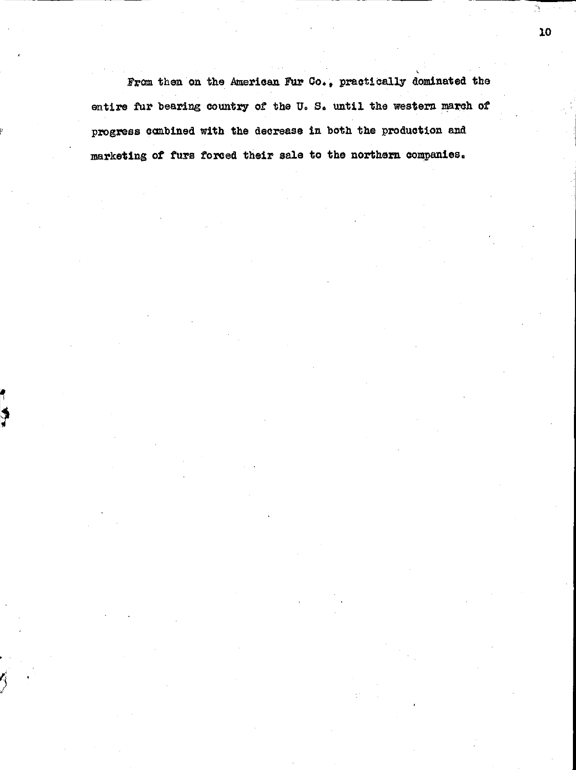From then on the American Fur Co., practically dominated the entire fur bearing country of the U. S. until the western march of progress combined with the decrease in both the production and marketing of furs forced their sale to the northern companies.